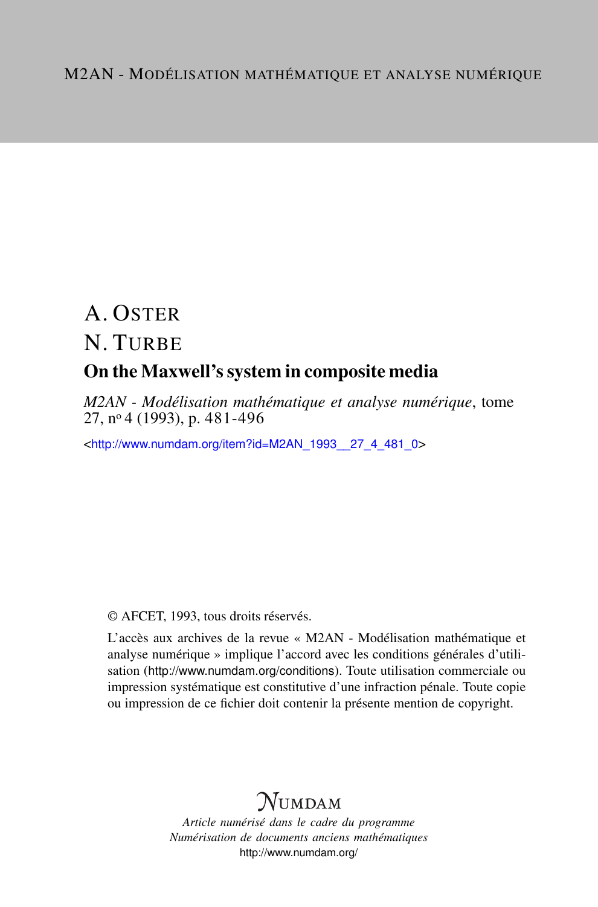M2AN - MODÉLISATION MATHÉMATIQUE ET ANALYSE NUMÉRIQUE

# A. OSTER
# N. TURBE

## On the Maxwell's system in composite media

*M2AN - Modélisation mathématique et analyse numérique*, tome 27, nº 4 (1993), p. 481-496

<http://www.numdam.org/item?id=M2AN_1993__27_4_481_0>

© AFCET, 1993, tous droits réservés.

L'accès aux archives de la revue « M2AN - Modélisation mathématique et analyse numérique » implique l'accord avec les conditions générales d'utilisation (http://www.numdam.org/conditions). Toute utilisation commerciale ou impression systématique est constitutive d'une infraction pénale. Toute copie ou impression de ce fichier doit contenir la présente mention de copyright.

NUMDAM

*Article numérisé dans le cadre du programme*
*Numérisation de documents anciens mathématiques*
http://www.numdam.org/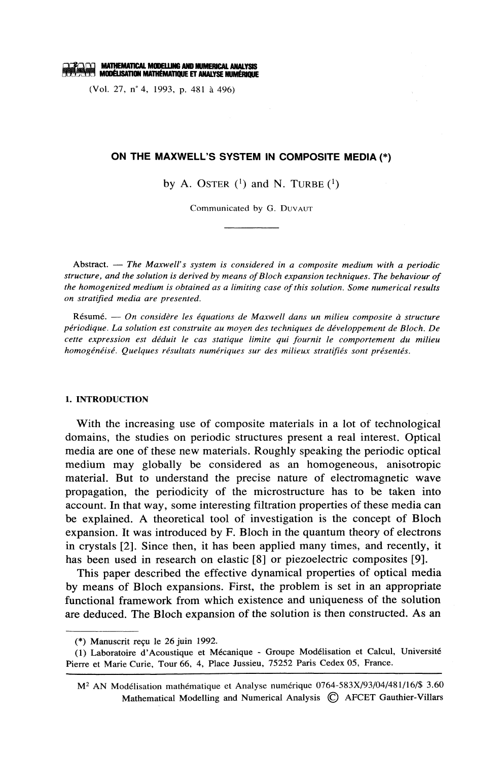# ON THE MAXWELL'S SYSTEM IN COMPOSITE MEDIA (*)

by A. OSTER [1] and N. TURBE [1]

Communicated by G. DUVAUT

Abstract. — *The Maxwell's system is considered in a composite medium with a periodic structure, and the solution is derived by means of Bloch expansion techniques. The behaviour of the homogenized medium is obtained as a limiting case of this solution. Some numerical results on stratified media are presented.*

Résumé. — *On considère les équations de Maxwell dans un milieu composite à structure périodique. La solution est construite au moyen des techniques de développement de Bloch. De cette expression est déduit le cas statique limite qui fournit le comportement du milieu homogénéisé. Quelques résultats numériques sur des milieux stratifiés sont présentés.*

## 1. INTRODUCTION

With the increasing use of composite materials in a lot of technological domains, the studies on periodic structures present a real interest. Optical media are one of these new materials. Roughly speaking the periodic optical medium may globally be considered as an homogeneous, anisotropic material. But to understand the precise nature of electromagnetic wave propagation, the periodicity of the microstructure has to be taken into account. In that way, some interesting filtration properties of these media can be explained. A theoretical tool of investigation is the concept of Bloch expansion. It was introduced by F. Bloch in the quantum theory of electrons in crystals [2]. Since then, it has been applied many times, and recently, it has been used in research on elastic [8] or piezoelectric composites [9].

This paper described the effective dynamical properties of optical media by means of Bloch expansions. First, the problem is set in an appropriate functional framework from which existence and uniqueness of the solution are deduced. The Bloch expansion of the solution is then constructed. As an

(*) Manuscrit reçu le 26 juin 1992.

(1) Laboratoire d'Acoustique et Mécanique - Groupe Modélisation et Calcul, Université Pierre et Marie Curie, Tour 66, 4, Place Jussieu, 75252 Paris Cedex 05, France.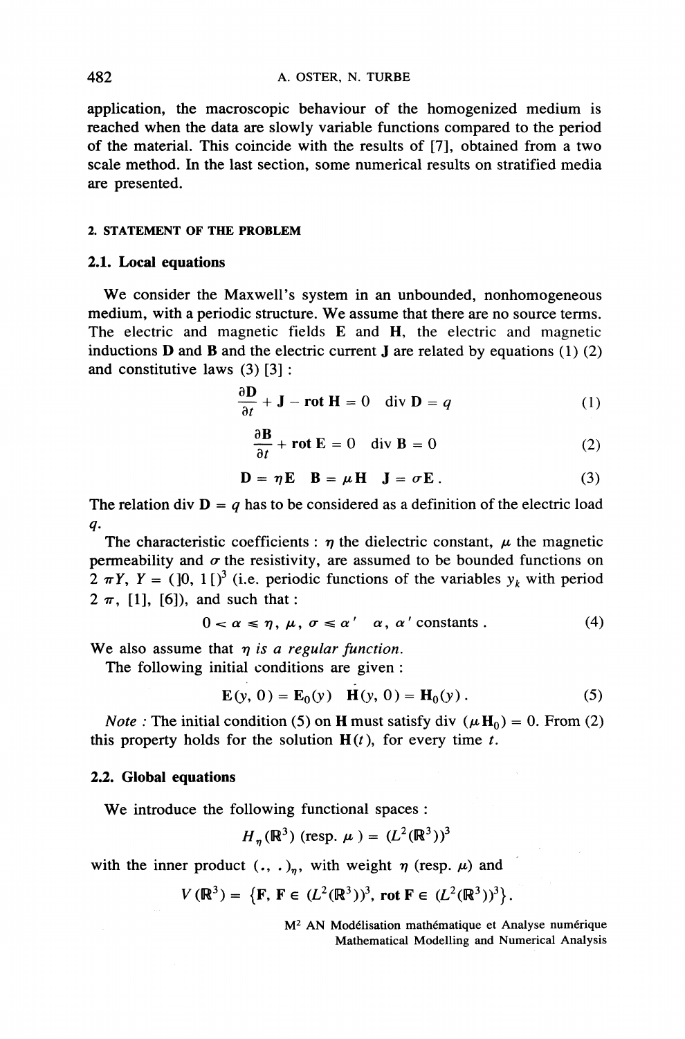application, the macroscopic behaviour of the homogenized medium is reached when the data are slowly variable functions compared to the period of the material. This coincide with the results of [7], obtained from a two scale method. In the last section, some numerical results on stratified media are presented.

## 2. STATEMENT OF THE PROBLEM

### 2.1. Local equations

We consider the Maxwell's system in an unbounded, nonhomogeneous medium, with a periodic structure. We assume that there are no source terms. The electric and magnetic fields $\mathbf{E}$ and $\mathbf{H}$, the electric and magnetic inductions $\mathbf{D}$ and $\mathbf{B}$ and the electric current $\mathbf{J}$ are related by equations (1) (2) and constitutive laws (3) [3] :

$$\frac{\partial \mathbf{D}}{\partial t} + \mathbf{J} - \mathbf{rot}\, \mathbf{H} = 0 \quad \operatorname{div} \mathbf{D} = q \tag{1}$$

$$\frac{\partial \mathbf{B}}{\partial t} + \mathbf{rot}\, \mathbf{E} = 0 \quad \operatorname{div} \mathbf{B} = 0 \tag{2}$$

$$\mathbf{D} = \eta \mathbf{E} \quad \mathbf{B} = \mu \mathbf{H} \quad \mathbf{J} = \sigma \mathbf{E}\,. \tag{3}$$

The relation $\operatorname{div} \mathbf{D} = q$ has to be considered as a definition of the electric load $q$.

The characteristic coefficients : $\eta$ the dielectric constant, $\mu$ the magnetic permeability and $\sigma$ the resistivity, are assumed to be bounded functions on $2\pi Y$, $Y = (]0, 1[)^3$ (i.e. periodic functions of the variables $y_k$ with period $2\pi$, [1], [6]), and such that :

$$0 < \alpha \leqslant \eta,\ \mu,\ \sigma \leqslant \alpha' \quad \alpha,\ \alpha' \text{ constants}\,. \tag{4}$$

We also assume that *$\eta$ is a regular function.*

The following initial conditions are given :

$$\mathbf{E}(y, 0) = \mathbf{E}_0(y) \quad \mathbf{H}(y, 0) = \mathbf{H}_0(y)\,. \tag{5}$$

*Note :* The initial condition (5) on $\mathbf{H}$ must satisfy $\operatorname{div}(\mu \mathbf{H}_0) = 0$. From (2) this property holds for the solution $\mathbf{H}(t)$, for every time $t$.

### 2.2. Global equations

We introduce the following functional spaces :

$$H_\eta(\mathbb{R}^3) \text{ (resp. } \mu\text{ )} = (L^2(\mathbb{R}^3))^3$$

with the inner product $(.,.)_\eta$, with weight $\eta$ (resp. $\mu$) and

$$V(\mathbb{R}^3) = \left\{\mathbf{F},\ \mathbf{F} \in (L^2(\mathbb{R}^3))^3,\ \mathbf{rot}\, \mathbf{F} \in (L^2(\mathbb{R}^3))^3\right\}.$$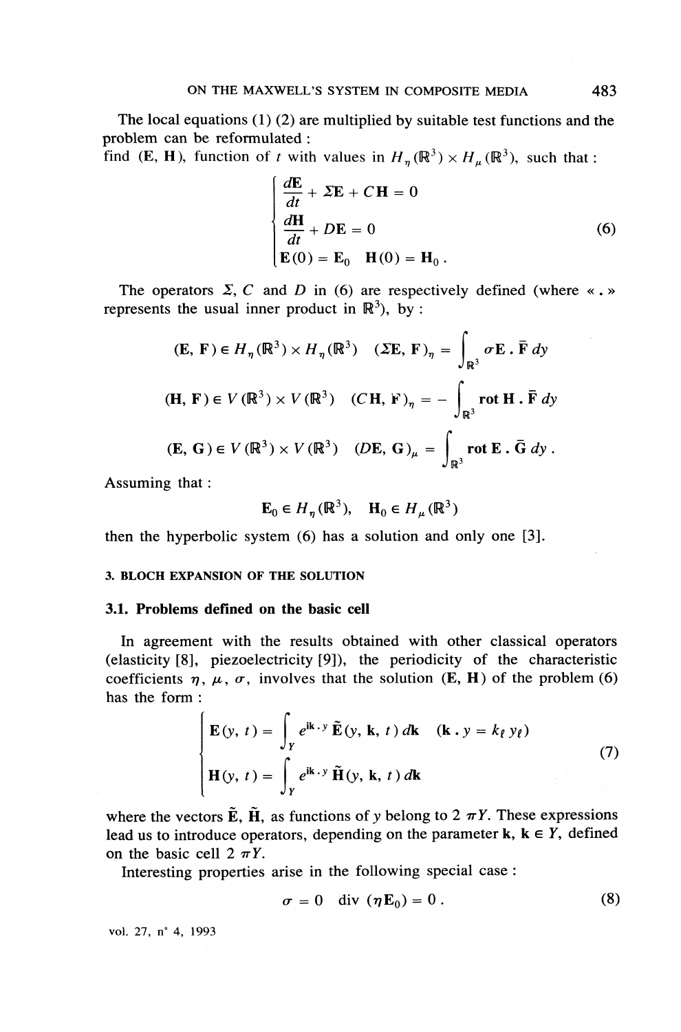The local equations (1) (2) are multiplied by suitable test functions and the problem can be reformulated :
find $(\mathbf{E}, \mathbf{H})$, function of $t$ with values in $H_\eta(\mathbb{R}^3) \times H_\mu(\mathbb{R}^3)$, such that :

$$
\begin{cases}
\dfrac{d\mathbf{E}}{dt} + \Sigma \mathbf{E} + C\mathbf{H} = 0 \\
\dfrac{d\mathbf{H}}{dt} + D\mathbf{E} = 0 \\
\mathbf{E}(0) = \mathbf{E}_0 \quad \mathbf{H}(0) = \mathbf{H}_0 .
\end{cases}
\tag{6}
$$

The operators $\Sigma$, $C$ and $D$ in (6) are respectively defined (where « . » represents the usual inner product in $\mathbb{R}^3$), by :

$$
(\mathbf{E}, \mathbf{F}) \in H_\eta(\mathbb{R}^3) \times H_\eta(\mathbb{R}^3) \quad (\Sigma \mathbf{E}, \mathbf{F})_\eta = \int_{\mathbb{R}^3} \sigma \mathbf{E} \,.\, \bar{\mathbf{F}} \, dy
$$

$$
(\mathbf{H}, \mathbf{F}) \in V(\mathbb{R}^3) \times V(\mathbb{R}^3) \quad (C\mathbf{H}, \mathbf{F})_\eta = - \int_{\mathbb{R}^3} \mathbf{rot}\, \mathbf{H} \,.\, \bar{\mathbf{F}} \, dy
$$

$$
(\mathbf{E}, \mathbf{G}) \in V(\mathbb{R}^3) \times V(\mathbb{R}^3) \quad (D\mathbf{E}, \mathbf{G})_\mu = \int_{\mathbb{R}^3} \mathbf{rot}\, \mathbf{E} \,.\, \bar{\mathbf{G}} \, dy \,.
$$

Assuming that :

$$
\mathbf{E}_0 \in H_\eta(\mathbb{R}^3), \quad \mathbf{H}_0 \in H_\mu(\mathbb{R}^3)
$$

then the hyperbolic system (6) has a solution and only one [3].

## 3. BLOCH EXPANSION OF THE SOLUTION

### 3.1. Problems defined on the basic cell

In agreement with the results obtained with other classical operators (elasticity [8], piezoelectricity [9]), the periodicity of the characteristic coefficients $\eta$, $\mu$, $\sigma$, involves that the solution $(\mathbf{E}, \mathbf{H})$ of the problem (6) has the form :

$$
\begin{cases}
\mathbf{E}(y, t) = \displaystyle\int_Y e^{i\mathbf{k}\cdot y}\, \tilde{\mathbf{E}}(y, \mathbf{k}, t)\, d\mathbf{k} \quad (\mathbf{k} \cdot y = k_\ell\, y_\ell) \\
\mathbf{H}(y, t) = \displaystyle\int_Y e^{i\mathbf{k}\cdot y}\, \tilde{\mathbf{H}}(y, \mathbf{k}, t)\, d\mathbf{k}
\end{cases}
\tag{7}
$$

where the vectors $\tilde{\mathbf{E}}$, $\tilde{\mathbf{H}}$, as functions of $y$ belong to $2\pi Y$. These expressions lead us to introduce operators, depending on the parameter $\mathbf{k}$, $\mathbf{k} \in Y$, defined on the basic cell $2\pi Y$.

Interesting properties arise in the following special case :

$$
\sigma = 0 \quad \operatorname{div}(\eta \mathbf{E}_0) = 0 \,.
\tag{8}
$$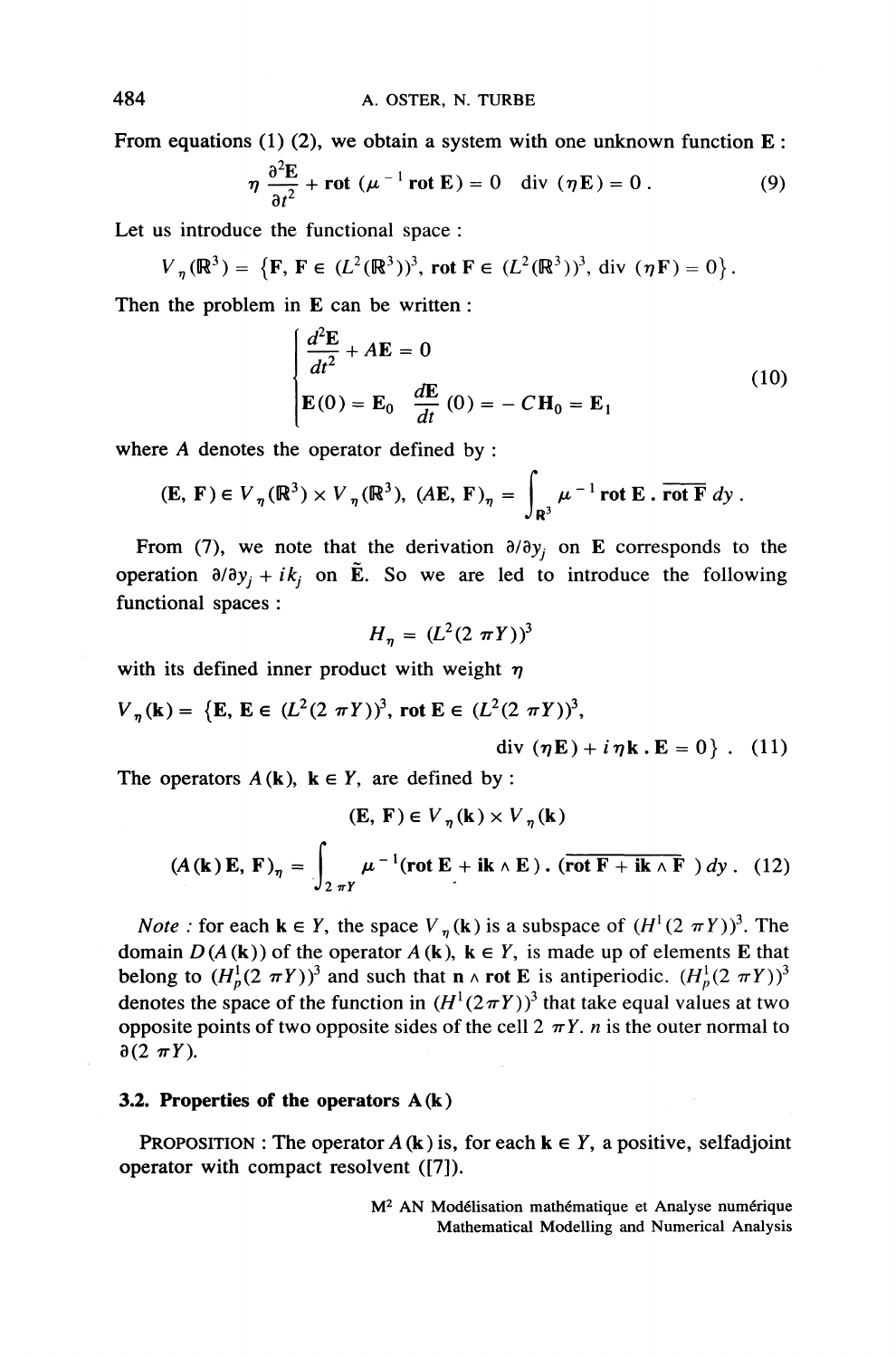From equations (1) (2), we obtain a system with one unknown function $\mathbf{E}$ :

$$\eta \frac{\partial^2 \mathbf{E}}{\partial t^2} + \mathbf{rot}\,(\mu^{-1}\,\mathbf{rot}\,\mathbf{E}) = 0 \quad \mathrm{div}\,(\eta \mathbf{E}) = 0 \,. \tag{9}$$

Let us introduce the functional space :

$$V_\eta(\mathbb{R}^3) = \{\mathbf{F},\, \mathbf{F} \in (L^2(\mathbb{R}^3))^3,\, \mathbf{rot}\,\mathbf{F} \in (L^2(\mathbb{R}^3))^3,\, \mathrm{div}\,(\eta \mathbf{F}) = 0\} \,.$$

Then the problem in $\mathbf{E}$ can be written :

$$\begin{cases} \dfrac{d^2\mathbf{E}}{dt^2} + A\mathbf{E} = 0 \\ \mathbf{E}(0) = \mathbf{E}_0 \quad \dfrac{d\mathbf{E}}{dt}(0) = -\,C\mathbf{H}_0 = \mathbf{E}_1 \end{cases} \tag{10}$$

where $A$ denotes the operator defined by :

$$(\mathbf{E}, \mathbf{F}) \in V_\eta(\mathbb{R}^3) \times V_\eta(\mathbb{R}^3),\ (A\mathbf{E}, \mathbf{F})_\eta = \int_{\mathbb{R}^3} \mu^{-1}\,\mathbf{rot}\,\mathbf{E} \,.\, \overline{\mathbf{rot}\,\mathbf{F}}\, dy \,.$$

From (7), we note that the derivation $\partial/\partial y_j$ on $\mathbf{E}$ corresponds to the operation $\partial/\partial y_j + i k_j$ on $\tilde{\mathbf{E}}$. So we are led to introduce the following functional spaces :

$$H_\eta = (L^2(2\,\pi Y))^3$$

with its defined inner product with weight $\eta$

$$V_\eta(\mathbf{k}) = \{\mathbf{E},\, \mathbf{E} \in (L^2(2\,\pi Y))^3,\, \mathbf{rot}\,\mathbf{E} \in (L^2(2\,\pi Y))^3,$$
$$\mathrm{div}\,(\eta \mathbf{E}) + i\eta \mathbf{k} \,.\, \mathbf{E} = 0\} \,. \tag{11}$$

The operators $A(\mathbf{k})$, $\mathbf{k} \in Y$, are defined by :

$$(\mathbf{E}, \mathbf{F}) \in V_\eta(\mathbf{k}) \times V_\eta(\mathbf{k})$$

$$(A(\mathbf{k})\,\mathbf{E}, \mathbf{F})_\eta = \int_{2\,\pi Y} \mu^{-1}(\mathbf{rot}\,\mathbf{E} + \mathbf{ik} \wedge \mathbf{E}) \,.\, \overline{(\mathbf{rot}\,\mathbf{F} + \mathbf{ik} \wedge \mathbf{F}\,)}\, dy \,. \tag{12}$$

*Note :* for each $\mathbf{k} \in Y$, the space $V_\eta(\mathbf{k})$ is a subspace of $(H^1(2\,\pi Y))^3$. The domain $D(A(\mathbf{k}))$ of the operator $A(\mathbf{k})$, $\mathbf{k} \in Y$, is made up of elements $\mathbf{E}$ that belong to $(H^1_p(2\,\pi Y))^3$ and such that $\mathbf{n} \wedge \mathbf{rot}\,\mathbf{E}$ is antiperiodic. $(H^1_p(2\,\pi Y))^3$ denotes the space of the function in $(H^1(2\pi Y))^3$ that take equal values at two opposite points of two opposite sides of the cell $2\,\pi Y$. $n$ is the outer normal to $\partial(2\,\pi Y)$.

### 3.2. Properties of the operators A(k)

PROPOSITION : The operator $A(\mathbf{k})$ is, for each $\mathbf{k} \in Y$, a positive, selfadjoint operator with compact resolvent ([7]).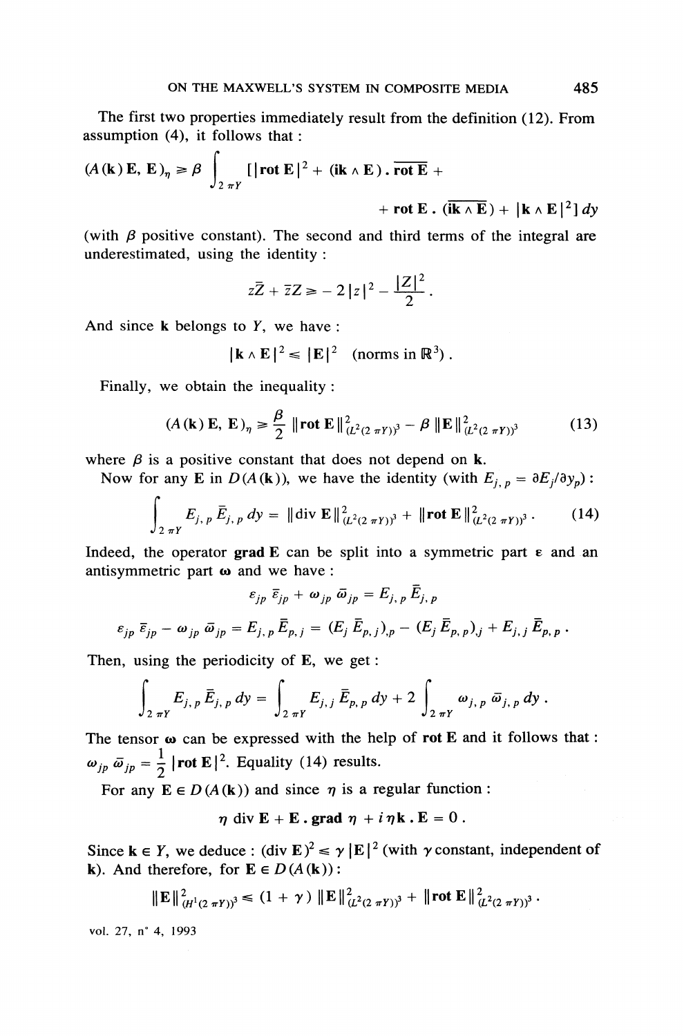The first two properties immediately result from the definition (12). From assumption (4), it follows that :

$$(A(\mathbf{k})\,\mathbf{E},\,\mathbf{E})_\eta \geq \beta \int_{2\pi Y} [\,|\mathbf{rot\,E}|^2 + (i\mathbf{k} \wedge \mathbf{E}) \,.\, \overline{\mathbf{rot\,E}} + \mathbf{rot\,E} \,.\, (\overline{i\mathbf{k} \wedge \mathbf{E}}) + |\mathbf{k} \wedge \mathbf{E}|^2]\, dy$$

(with $\beta$ positive constant). The second and third terms of the integral are underestimated, using the identity :

$$z\bar{Z} + \bar{z}Z \geq -2|z|^2 - \frac{|Z|^2}{2}.$$

And since $\mathbf{k}$ belongs to $Y$, we have :

$$|\mathbf{k} \wedge \mathbf{E}|^2 \leq |\mathbf{E}|^2 \quad (\text{norms in } \mathbb{R}^3).$$

Finally, we obtain the inequality :

$$(A(\mathbf{k})\,\mathbf{E},\,\mathbf{E})_\eta \geq \frac{\beta}{2}\,\|\mathbf{rot\,E}\|^2_{(L^2(2\pi Y))^3} - \beta\,\|\mathbf{E}\|^2_{(L^2(2\pi Y))^3} \tag{13}$$

where $\beta$ is a positive constant that does not depend on $\mathbf{k}$.

Now for any $\mathbf{E}$ in $D(A(\mathbf{k}))$, we have the identity (with $E_{j,p} = \partial E_j/\partial y_p$) :

$$\int_{2\pi Y} E_{j,p}\,\bar{E}_{j,p}\,dy = \|\mathrm{div}\,\mathbf{E}\|^2_{(L^2(2\pi Y))^3} + \|\mathbf{rot\,E}\|^2_{(L^2(2\pi Y))^3}. \tag{14}$$

Indeed, the operator $\mathbf{grad\,E}$ can be split into a symmetric part $\boldsymbol{\varepsilon}$ and an antisymmetric part $\boldsymbol{\omega}$ and we have :

$$\varepsilon_{jp}\,\bar{\varepsilon}_{jp} + \omega_{jp}\,\bar{\omega}_{jp} = E_{j,p}\,\bar{E}_{j,p}$$

$$\varepsilon_{jp}\,\bar{\varepsilon}_{jp} - \omega_{jp}\,\bar{\omega}_{jp} = E_{j,p}\,\bar{E}_{p,j} = (E_j\,\bar{E}_{p,j})_{,p} - (E_j\,\bar{E}_{p,p})_{,j} + E_{j,j}\,\bar{E}_{p,p}\,.$$

Then, using the periodicity of $\mathbf{E}$, we get :

$$\int_{2\pi Y} E_{j,p}\,\bar{E}_{j,p}\,dy = \int_{2\pi Y} E_{j,j}\,\bar{E}_{p,p}\,dy + 2\int_{2\pi Y} \omega_{j,p}\,\bar{\omega}_{j,p}\,dy\,.$$

The tensor $\boldsymbol{\omega}$ can be expressed with the help of $\mathbf{rot\,E}$ and it follows that : $\omega_{jp}\,\bar{\omega}_{jp} = \frac{1}{2}\,|\mathbf{rot\,E}|^2$. Equality (14) results.

For any $\mathbf{E} \in D(A(\mathbf{k}))$ and since $\eta$ is a regular function :

$$\eta\,\mathrm{div}\,\mathbf{E} + \mathbf{E}\,.\,\mathbf{grad}\,\eta + i\,\eta\mathbf{k}\,.\,\mathbf{E} = 0\,.$$

Since $\mathbf{k} \in Y$, we deduce : $(\mathrm{div}\,\mathbf{E})^2 \leq \gamma\,|\mathbf{E}|^2$ (with $\gamma$ constant, independent of $\mathbf{k}$). And therefore, for $\mathbf{E} \in D(A(\mathbf{k}))$ :

$$\|\mathbf{E}\|^2_{(H^1(2\pi Y))^3} \leq (1+\gamma)\,\|\mathbf{E}\|^2_{(L^2(2\pi Y))^3} + \|\mathbf{rot\,E}\|^2_{(L^2(2\pi Y))^3}\,.$$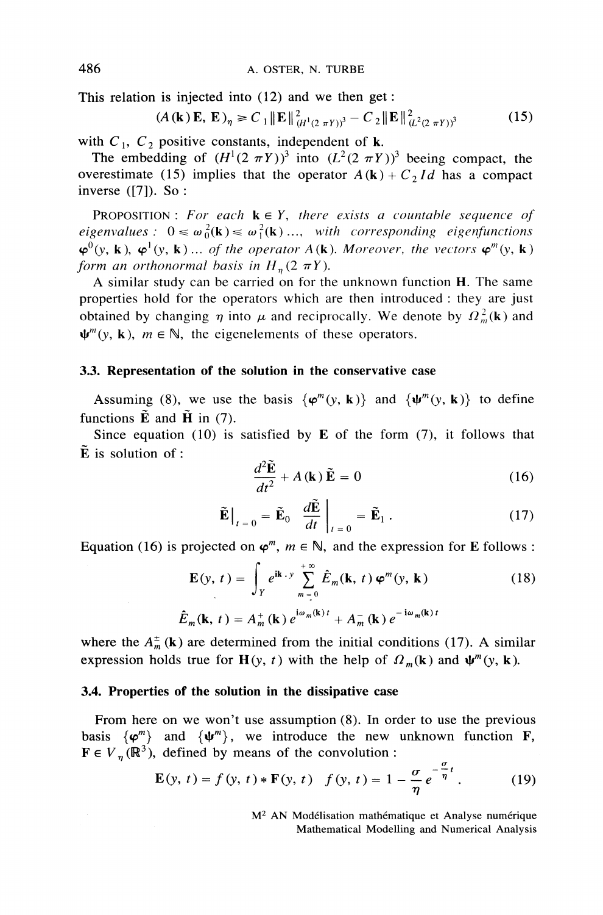This relation is injected into (12) and we then get :

$$(A(\mathbf{k})\,\mathbf{E},\,\mathbf{E})_\eta \geq C_1 \|\mathbf{E}\|^2_{(H^1(2\pi Y))^3} - C_2 \|\mathbf{E}\|^2_{(L^2(2\pi Y))^3} \tag{15}$$

with $C_1$, $C_2$ positive constants, independent of $\mathbf{k}$.

The embedding of $(H^1(2\pi Y))^3$ into $(L^2(2\pi Y))^3$ beeing compact, the overestimate (15) implies that the operator $A(\mathbf{k}) + C_2 Id$ has a compact inverse ([7]). So :

PROPOSITION : *For each $\mathbf{k} \in Y$, there exists a countable sequence of eigenvalues : $0 \leq \omega_0^2(\mathbf{k}) \leq \omega_1^2(\mathbf{k}) \ldots$, with corresponding eigenfunctions $\boldsymbol{\varphi}^0(y, \mathbf{k})$, $\boldsymbol{\varphi}^1(y, \mathbf{k}) \ldots$ of the operator $A(\mathbf{k})$. Moreover, the vectors $\boldsymbol{\varphi}^m(y, \mathbf{k})$ form an orthonormal basis in $H_\eta(2\pi Y)$.*

A similar study can be carried on for the unknown function $\mathbf{H}$. The same properties hold for the operators which are then introduced : they are just obtained by changing $\eta$ into $\mu$ and reciprocally. We denote by $\Omega_m^2(\mathbf{k})$ and $\boldsymbol{\psi}^m(y, \mathbf{k})$, $m \in \mathbb{N}$, the eigenelements of these operators.

### 3.3. Representation of the solution in the conservative case

Assuming (8), we use the basis $\{\boldsymbol{\varphi}^m(y, \mathbf{k})\}$ and $\{\boldsymbol{\psi}^m(y, \mathbf{k})\}$ to define functions $\tilde{\mathbf{E}}$ and $\tilde{\mathbf{H}}$ in (7).

Since equation (10) is satisfied by $\mathbf{E}$ of the form (7), it follows that $\tilde{\mathbf{E}}$ is solution of :

$$\frac{d^2\tilde{\mathbf{E}}}{dt^2} + A(\mathbf{k})\,\tilde{\mathbf{E}} = 0 \tag{16}$$

$$\tilde{\mathbf{E}}\big|_{t=0} = \tilde{\mathbf{E}}_0 \quad \frac{d\tilde{\mathbf{E}}}{dt}\bigg|_{t=0} = \tilde{\mathbf{E}}_1\,. \tag{17}$$

Equation (16) is projected on $\boldsymbol{\varphi}^m$, $m \in \mathbb{N}$, and the expression for $\mathbf{E}$ follows :

$$\mathbf{E}(y, t) = \int_Y e^{i\mathbf{k}\cdot y} \sum_{m=0}^{+\infty} \hat{E}_m(\mathbf{k}, t)\,\boldsymbol{\varphi}^m(y, \mathbf{k}) \tag{18}$$

$$\hat{E}_m(\mathbf{k}, t) = A_m^+(\mathbf{k})\,e^{i\omega_m(\mathbf{k})\,t} + A_m^-(\mathbf{k})\,e^{-i\omega_m(\mathbf{k})\,t}$$

where the $A_m^\pm(\mathbf{k})$ are determined from the initial conditions (17). A similar expression holds true for $\mathbf{H}(y, t)$ with the help of $\Omega_m(\mathbf{k})$ and $\boldsymbol{\psi}^m(y, \mathbf{k})$.

### 3.4. Properties of the solution in the dissipative case

From here on we won't use assumption (8). In order to use the previous basis $\{\boldsymbol{\varphi}^m\}$ and $\{\boldsymbol{\psi}^m\}$, we introduce the new unknown function $\mathbf{F}$, $\mathbf{F} \in V_\eta(\mathbb{R}^3)$, defined by means of the convolution :

$$\mathbf{E}(y, t) = f(y, t) * \mathbf{F}(y, t) \quad f(y, t) = 1 - \frac{\sigma}{\eta}\,e^{-\frac{\sigma}{\eta}t}\,. \tag{19}$$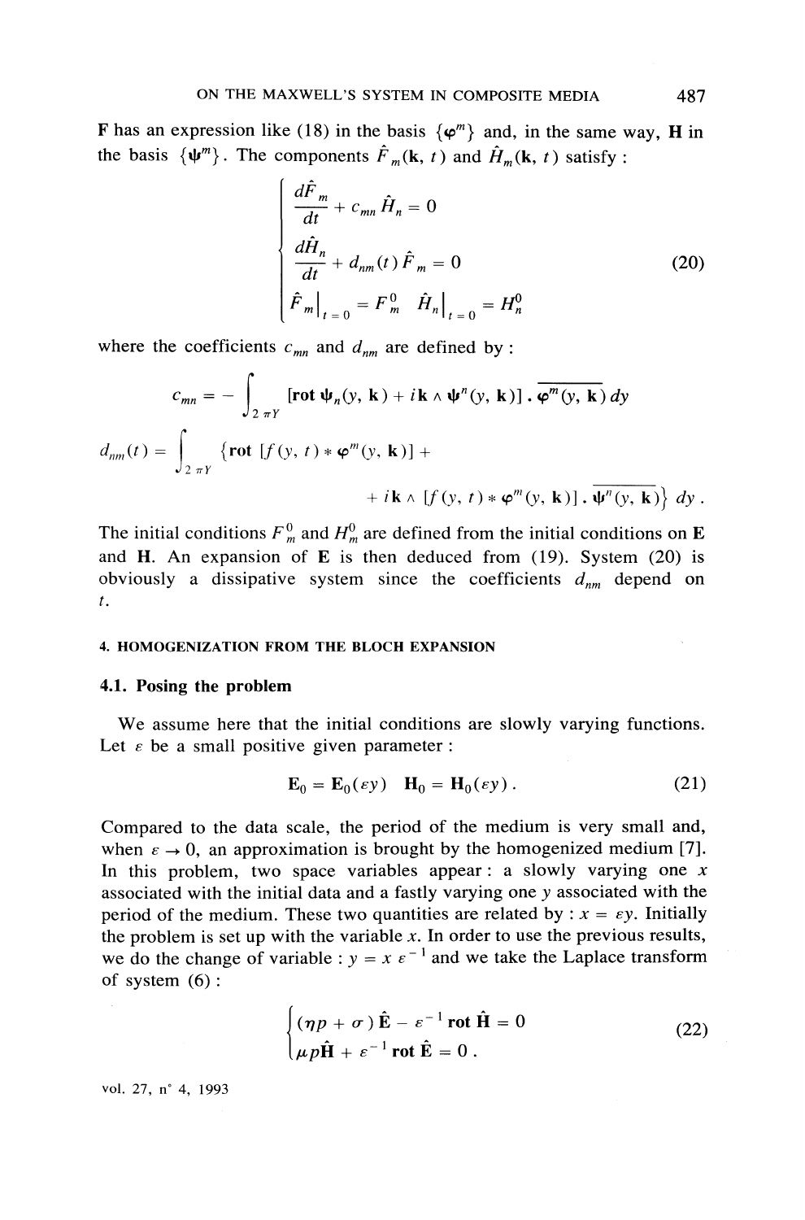$\mathbf{F}$ has an expression like (18) in the basis $\{\boldsymbol{\varphi}^m\}$ and, in the same way, $\mathbf{H}$ in the basis $\{\boldsymbol{\psi}^m\}$. The components $\hat{F}_m(\mathbf{k}, t)$ and $\hat{H}_m(\mathbf{k}, t)$ satisfy :

$$\left\{\begin{array}{l} \dfrac{d\hat{F}_m}{dt} + c_{mn}\hat{H}_n = 0 \\ \dfrac{d\hat{H}_n}{dt} + d_{nm}(t)\hat{F}_m = 0 \\ \hat{F}_m\big|_{t=0} = F_m^0 \quad \hat{H}_n\big|_{t=0} = H_n^0 \end{array}\right. \tag{20}$$

where the coefficients $c_{mn}$ and $d_{nm}$ are defined by :

$$c_{mn} = -\int_{2\pi Y} [\mathbf{rot}\, \boldsymbol{\psi}_n(y, \mathbf{k}) + i\mathbf{k} \wedge \boldsymbol{\psi}^n(y, \mathbf{k})] \cdot \overline{\boldsymbol{\varphi}^m(y, \mathbf{k})}\, dy$$

$$d_{nm}(t) = \int_{2\pi Y} \{\mathbf{rot}\, [f(y, t) * \boldsymbol{\varphi}^m(y, \mathbf{k})] + \\ + i\mathbf{k} \wedge [f(y, t) * \boldsymbol{\varphi}^m(y, \mathbf{k})] \cdot \overline{\boldsymbol{\psi}^n(y, \mathbf{k})}\}\, dy\,.$$

The initial conditions $F_m^0$ and $H_m^0$ are defined from the initial conditions on $\mathbf{E}$ and $\mathbf{H}$. An expansion of $\mathbf{E}$ is then deduced from (19). System (20) is obviously a dissipative system since the coefficients $d_{nm}$ depend on $t$.

## 4. HOMOGENIZATION FROM THE BLOCH EXPANSION

### 4.1. Posing the problem

We assume here that the initial conditions are slowly varying functions. Let $\varepsilon$ be a small positive given parameter :

$$\mathbf{E}_0 = \mathbf{E}_0(\varepsilon y) \quad \mathbf{H}_0 = \mathbf{H}_0(\varepsilon y)\,. \tag{21}$$

Compared to the data scale, the period of the medium is very small and, when $\varepsilon \to 0$, an approximation is brought by the homogenized medium [7]. In this problem, two space variables appear : a slowly varying one $x$ associated with the initial data and a fastly varying one $y$ associated with the period of the medium. These two quantities are related by : $x = \varepsilon y$. Initially the problem is set up with the variable $x$. In order to use the previous results, we do the change of variable : $y = x\,\varepsilon^{-1}$ and we take the Laplace transform of system (6) :

$$\left\{\begin{array}{l} (\eta p + \sigma)\hat{\mathbf{E}} - \varepsilon^{-1}\,\mathbf{rot}\,\hat{\mathbf{H}} = 0 \\ \mu p \hat{\mathbf{H}} + \varepsilon^{-1}\,\mathbf{rot}\,\hat{\mathbf{E}} = 0\,. \end{array}\right. \tag{22}$$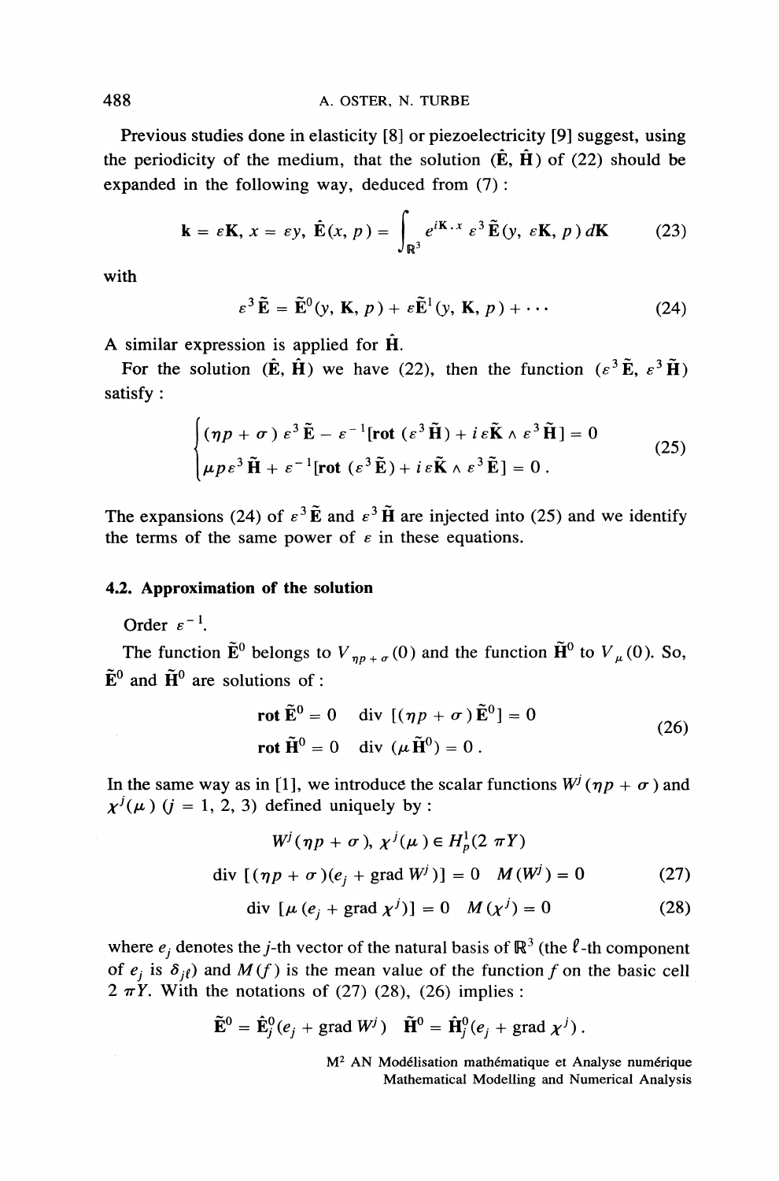Previous studies done in elasticity [8] or piezoelectricity [9] suggest, using the periodicity of the medium, that the solution $(\hat{\mathbf{E}}, \hat{\mathbf{H}})$ of (22) should be expanded in the following way, deduced from (7) :

$$\mathbf{k} = \varepsilon \mathbf{K},\ x = \varepsilon y,\ \hat{\mathbf{E}}(x, p) = \int_{\mathbb{R}^3} e^{i\mathbf{K}\cdot x}\, \varepsilon^3 \tilde{\mathbf{E}}(y, \varepsilon \mathbf{K}, p)\, d\mathbf{K} \tag{23}$$

with

$$\varepsilon^3 \tilde{\mathbf{E}} = \tilde{\mathbf{E}}^0(y, \mathbf{K}, p) + \varepsilon \tilde{\mathbf{E}}^1(y, \mathbf{K}, p) + \cdots \tag{24}$$

A similar expression is applied for $\hat{\mathbf{H}}$.

For the solution $(\hat{\mathbf{E}}, \hat{\mathbf{H}})$ we have (22), then the function $(\varepsilon^3 \tilde{\mathbf{E}}, \varepsilon^3 \tilde{\mathbf{H}})$ satisfy :

$$\begin{cases} (\eta p + \sigma)\, \varepsilon^3 \tilde{\mathbf{E}} - \varepsilon^{-1}[\mathbf{rot}\,(\varepsilon^3 \tilde{\mathbf{H}}) + i\varepsilon \tilde{\mathbf{K}} \wedge \varepsilon^3 \tilde{\mathbf{H}}] = 0 \\ \mu p \varepsilon^3 \tilde{\mathbf{H}} + \varepsilon^{-1}[\mathbf{rot}\,(\varepsilon^3 \tilde{\mathbf{E}}) + i\varepsilon \tilde{\mathbf{K}} \wedge \varepsilon^3 \tilde{\mathbf{E}}] = 0\,. \end{cases} \tag{25}$$

The expansions (24) of $\varepsilon^3 \tilde{\mathbf{E}}$ and $\varepsilon^3 \tilde{\mathbf{H}}$ are injected into (25) and we identify the terms of the same power of $\varepsilon$ in these equations.

### 4.2. Approximation of the solution

Order $\varepsilon^{-1}$.

The function $\tilde{\mathbf{E}}^0$ belongs to $V_{\eta p + \sigma}(0)$ and the function $\tilde{\mathbf{H}}^0$ to $V_\mu(0)$. So, $\tilde{\mathbf{E}}^0$ and $\tilde{\mathbf{H}}^0$ are solutions of :

$$\begin{aligned} &\mathbf{rot}\, \tilde{\mathbf{E}}^0 = 0 \quad \operatorname{div}\,[(\eta p + \sigma)\, \tilde{\mathbf{E}}^0] = 0 \\ &\mathbf{rot}\, \tilde{\mathbf{H}}^0 = 0 \quad \operatorname{div}\,(\mu \tilde{\mathbf{H}}^0) = 0\,. \end{aligned} \tag{26}$$

In the same way as in [1], we introduce the scalar functions $W^j(\eta p + \sigma)$ and $\chi^j(\mu)$ $(j = 1, 2, 3)$ defined uniquely by :

$$W^j(\eta p + \sigma),\ \chi^j(\mu) \in H^1_p(2\pi Y)$$

$$\operatorname{div}\,[(\eta p + \sigma)(e_j + \operatorname{grad} W^j)] = 0 \quad M(W^j) = 0 \tag{27}$$

$$\operatorname{div}\,[\mu\,(e_j + \operatorname{grad} \chi^j)] = 0 \quad M(\chi^j) = 0 \tag{28}$$

where $e_j$ denotes the $j$-th vector of the natural basis of $\mathbb{R}^3$ (the $\ell$-th component of $e_j$ is $\delta_{j\ell}$) and $M(f)$ is the mean value of the function $f$ on the basic cell $2\pi Y$. With the notations of (27) (28), (26) implies :

$$\tilde{\mathbf{E}}^0 = \hat{\mathbf{E}}^0_j(e_j + \operatorname{grad} W^j) \quad \tilde{\mathbf{H}}^0 = \hat{\mathbf{H}}^0_j(e_j + \operatorname{grad} \chi^j)\,.$$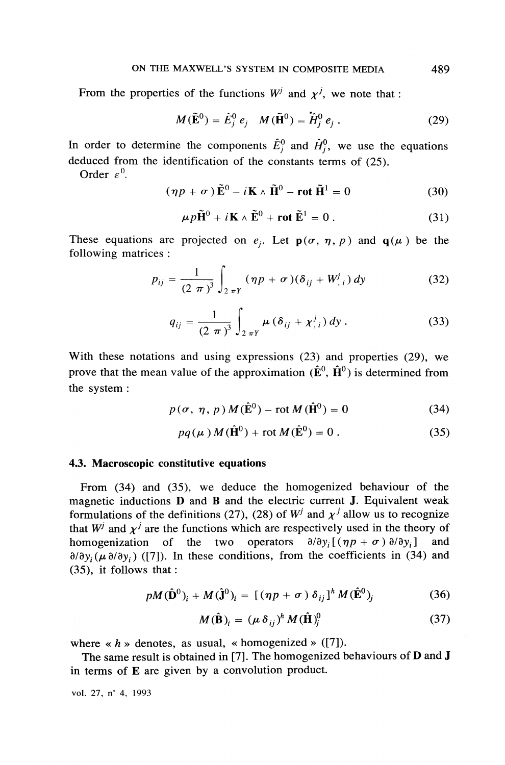From the properties of the functions $W^j$ and $\chi^j$, we note that :

$$M(\tilde{\mathbf{E}}^0) = \hat{E}_j^0 \, e_j \quad M(\tilde{\mathbf{H}}^0) = \hat{H}_j^0 \, e_j \, . \tag{29}$$

In order to determine the components $\hat{E}_j^0$ and $\hat{H}_j^0$, we use the equations deduced from the identification of the constants terms of (25).

Order $\varepsilon^0$.

$$(\eta p + \sigma) \tilde{\mathbf{E}}^0 - i\mathbf{K} \wedge \tilde{\mathbf{H}}^0 - \mathbf{rot} \, \tilde{\mathbf{H}}^1 = 0 \tag{30}$$

$$\mu p \tilde{\mathbf{H}}^0 + i\mathbf{K} \wedge \tilde{\mathbf{E}}^0 + \mathbf{rot} \, \tilde{\mathbf{E}}^1 = 0 \, . \tag{31}$$

These equations are projected on $e_j$. Let $\mathbf{p}(\sigma, \eta, p)$ and $\mathbf{q}(\mu)$ be the following matrices :

$$p_{ij} = \frac{1}{(2\pi)^3} \int_{2\pi Y} (\eta p + \sigma)(\delta_{ij} + W^j_{,i}) \, dy \tag{32}$$

$$q_{ij} = \frac{1}{(2\pi)^3} \int_{2\pi Y} \mu (\delta_{ij} + \chi^j_{,i}) \, dy \, . \tag{33}$$

With these notations and using expressions (23) and properties (29), we prove that the mean value of the approximation $(\hat{\mathbf{E}}^0, \hat{\mathbf{H}}^0)$ is determined from the system :

$$p(\sigma, \eta, p) \, M(\hat{\mathbf{E}}^0) - \operatorname{rot} M(\hat{\mathbf{H}}^0) = 0 \tag{34}$$

$$p q(\mu) \, M(\hat{\mathbf{H}}^0) + \operatorname{rot} M(\hat{\mathbf{E}}^0) = 0 \, . \tag{35}$$

### 4.3. Macroscopic constitutive equations

From (34) and (35), we deduce the homogenized behaviour of the magnetic inductions **D** and **B** and the electric current **J**. Equivalent weak formulations of the definitions (27), (28) of $W^j$ and $\chi^j$ allow us to recognize that $W^j$ and $\chi^j$ are the functions which are respectively used in the theory of homogenization of the two operators $\partial/\partial y_i [(\eta p + \sigma) \, \partial/\partial y_i]$ and $\partial/\partial y_i (\mu \, \partial/\partial y_i)$ ([7]). In these conditions, from the coefficients in (34) and (35), it follows that :

$$p M(\hat{\mathbf{D}}^0)_i + M(\hat{\mathbf{J}}^0)_i = [(\eta p + \sigma) \, \delta_{ij}]^h \, M(\hat{\mathbf{E}}^0)_j \tag{36}$$

$$M(\hat{\mathbf{B}})_i = (\mu \, \delta_{ij})^h \, M(\hat{\mathbf{H}})^0_j \tag{37}$$

where « $h$ » denotes, as usual, « homogenized » ([7]).

The same result is obtained in [7]. The homogenized behaviours of **D** and **J** in terms of **E** are given by a convolution product.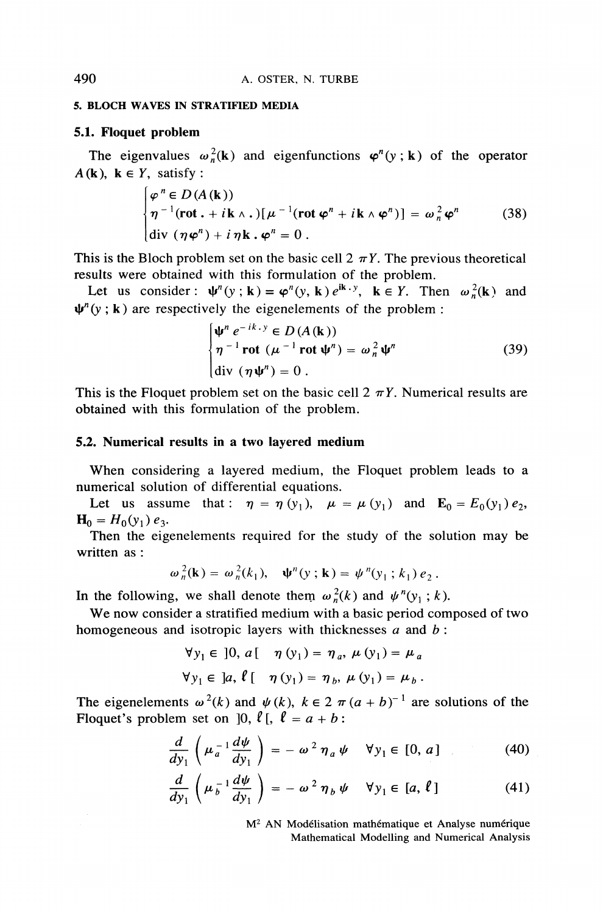## 5. BLOCH WAVES IN STRATIFIED MEDIA

### 5.1. Floquet problem

The eigenvalues $\omega_n^2(\mathbf{k})$ and eigenfunctions $\varphi^n(y ; \mathbf{k})$ of the operator $A(\mathbf{k})$, $\mathbf{k} \in Y$, satisfy :

$$
\begin{cases}
\varphi^n \in D(A(\mathbf{k})) \\
\eta^{-1}(\mathbf{rot}\,. + i\mathbf{k} \wedge .)[\mu^{-1}(\mathbf{rot}\,\varphi^n + i\mathbf{k} \wedge \varphi^n)] = \omega_n^2 \varphi^n \\
\operatorname{div}(\eta \varphi^n) + i\eta \mathbf{k} \,.\, \varphi^n = 0\,.
\end{cases}
\tag{38}
$$

This is the Bloch problem set on the basic cell $2\pi Y$. The previous theoretical results were obtained with this formulation of the problem.

Let us consider: $\boldsymbol{\psi}^n(y ; \mathbf{k}) = \varphi^n(y, \mathbf{k})\, e^{i\mathbf{k} \cdot y}$, $\mathbf{k} \in Y$. Then $\omega_n^2(\mathbf{k})$ and $\boldsymbol{\psi}^n(y ; \mathbf{k})$ are respectively the eigenelements of the problem :

$$
\begin{cases}
\boldsymbol{\psi}^n e^{-ik \cdot y} \in D(A(\mathbf{k})) \\
\eta^{-1}\,\mathbf{rot}\,(\mu^{-1}\,\mathbf{rot}\,\boldsymbol{\psi}^n) = \omega_n^2 \boldsymbol{\psi}^n \\
\operatorname{div}(\eta \boldsymbol{\psi}^n) = 0\,.
\end{cases}
\tag{39}
$$

This is the Floquet problem set on the basic cell $2\pi Y$. Numerical results are obtained with this formulation of the problem.

### 5.2. Numerical results in a two layered medium

When considering a layered medium, the Floquet problem leads to a numerical solution of differential equations.

Let us assume that: $\eta = \eta(y_1)$, $\mu = \mu(y_1)$ and $\mathbf{E}_0 = E_0(y_1)\, e_2$, $\mathbf{H}_0 = H_0(y_1)\, e_3$.

Then the eigenelements required for the study of the solution may be written as :

$$
\omega_n^2(\mathbf{k}) = \omega_n^2(k_1), \quad \boldsymbol{\psi}^n(y ; \mathbf{k}) = \psi^n(y_1 ; k_1)\, e_2\,.
$$

In the following, we shall denote them $\omega_n^2(k)$ and $\psi^n(y_1 ; k)$.

We now consider a stratified medium with a basic period composed of two homogeneous and isotropic layers with thicknesses $a$ and $b$ :

$$
\forall y_1 \in \,]0, a[ \quad \eta(y_1) = \eta_a,\ \mu(y_1) = \mu_a
$$

$$
\forall y_1 \in \,]a, \ell[ \quad \eta(y_1) = \eta_b,\ \mu(y_1) = \mu_b\,.
$$

The eigenelements $\omega^2(k)$ and $\psi(k)$, $k \in 2\pi(a+b)^{-1}$ are solutions of the Floquet's problem set on $]0, \ell[$, $\ell = a + b$ :

$$
\frac{d}{dy_1}\left(\mu_a^{-1} \frac{d\psi}{dy_1}\right) = -\,\omega^2 \eta_a \psi \quad \forall y_1 \in [0, a]
\tag{40}
$$

$$
\frac{d}{dy_1}\left(\mu_b^{-1} \frac{d\psi}{dy_1}\right) = -\,\omega^2 \eta_b \psi \quad \forall y_1 \in [a, \ell]
\tag{41}
$$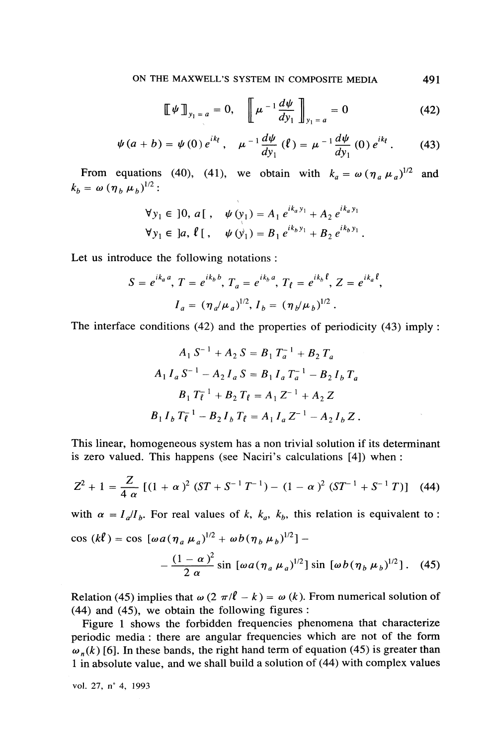$$[\![\psi]\!]_{y_1 = a} = 0, \quad \left[\!\!\left[\mu^{-1} \frac{d\psi}{dy_1}\right]\!\!\right]_{y_1 = a} = 0 \tag{42}$$

$$\psi(a+b) = \psi(0)\, e^{ik\ell}, \quad \mu^{-1} \frac{d\psi}{dy_1}(\ell) = \mu^{-1} \frac{d\psi}{dy_1}(0)\, e^{ik\ell}. \tag{43}$$

From equations (40), (41), we obtain with $k_a = \omega(\eta_a \mu_a)^{1/2}$ and $k_b = \omega(\eta_b \mu_b)^{1/2}$:

$$\forall y_1 \in ]0, a[, \quad \psi(y_1) = A_1\, e^{ik_a y_1} + A_2\, e^{ik_a y_1}$$

$$\forall y_1 \in ]a, \ell[, \quad \psi(y_1) = B_1\, e^{ik_b y_1} + B_2\, e^{ik_b y_1}.$$

Let us introduce the following notations :

$$S = e^{ik_a a},\ T = e^{ik_b b},\ T_a = e^{ik_b a},\ T_\ell = e^{ik_b \ell},\ Z = e^{ik_a \ell},$$

$$I_a = (\eta_a/\mu_a)^{1/2},\ I_b = (\eta_b/\mu_b)^{1/2}.$$

The interface conditions (42) and the properties of periodicity (43) imply :

$$A_1 S^{-1} + A_2 S = B_1 T_a^{-1} + B_2 T_a$$

$$A_1 I_a S^{-1} - A_2 I_a S = B_1 I_a T_a^{-1} - B_2 I_b T_a$$

$$B_1 T_\ell^{-1} + B_2 T_\ell = A_1 Z^{-1} + A_2 Z$$

$$B_1 I_b T_\ell^{-1} - B_2 I_b T_\ell = A_1 I_a Z^{-1} - A_2 I_b Z.$$

This linear, homogeneous system has a non trivial solution if its determinant is zero valued. This happens (see Naciri's calculations [4]) when :

$$Z^2 + 1 = \frac{Z}{4\alpha}\left[(1+\alpha)^2 (ST + S^{-1}T^{-1}) - (1-\alpha)^2 (ST^{-1} + S^{-1}T)\right] \tag{44}$$

with $\alpha = I_a/I_b$. For real values of $k$, $k_a$, $k_b$, this relation is equivalent to :

$$\cos(k\ell) = \cos\left[\omega a(\eta_a \mu_a)^{1/2} + \omega b(\eta_b \mu_b)^{1/2}\right] - \\ - \frac{(1-\alpha)^2}{2\alpha} \sin\left[\omega a(\eta_a \mu_a)^{1/2}\right] \sin\left[\omega b(\eta_b \mu_b)^{1/2}\right]. \tag{45}$$

Relation (45) implies that $\omega(2\pi/\ell - k) = \omega(k)$. From numerical solution of (44) and (45), we obtain the following figures :

Figure 1 shows the forbidden frequencies phenomena that characterize periodic media : there are angular frequencies which are not of the form $\omega_n(k)$ [6]. In these bands, the right hand term of equation (45) is greater than 1 in absolute value, and we shall build a solution of (44) with complex values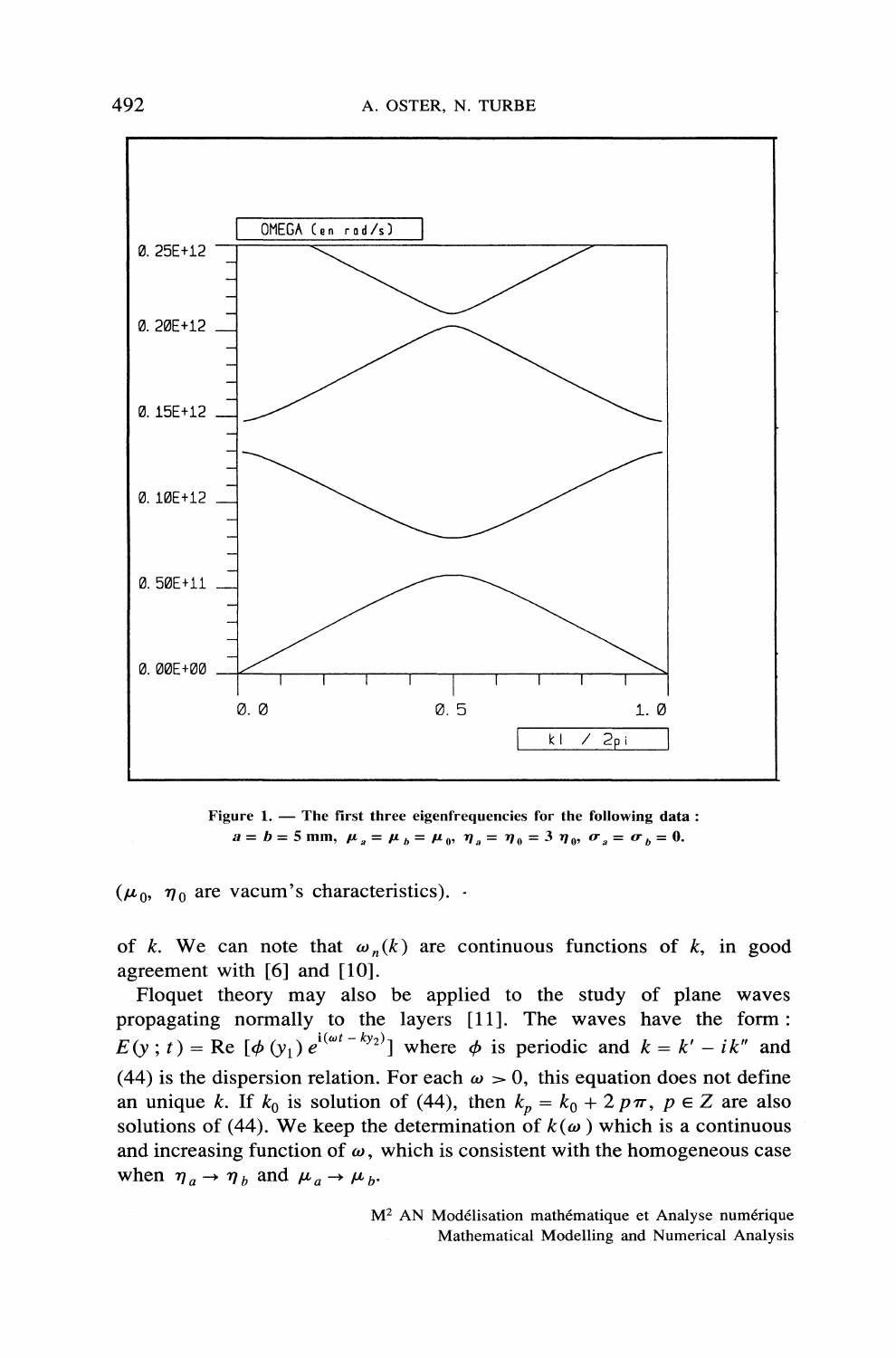Figure 1. — The first three eigenfrequencies for the following data : $a = b = 5$ mm, $\mu_a = \mu_b = \mu_0$, $\eta_a = \eta_0 = 3\,\eta_0$, $\sigma_a = \sigma_b = 0$.

($\mu_0$, $\eta_0$ are vacum's characteristics).

of $k$. We can note that $\omega_n(k)$ are continuous functions of $k$, in good agreement with [6] and [10].

Floquet theory may also be applied to the study of plane waves propagating normally to the layers [11]. The waves have the form : $E(y\,;t) = \text{Re}\,[\phi(y_1)\,e^{i(\omega t - ky_2)}]$ where $\phi$ is periodic and $k = k' - ik''$ and (44) is the dispersion relation. For each $\omega > 0$, this equation does not define an unique $k$. If $k_0$ is solution of (44), then $k_p = k_0 + 2\,p\pi$, $p \in Z$ are also solutions of (44). We keep the determination of $k(\omega)$ which is a continuous and increasing function of $\omega$, which is consistent with the homogeneous case when $\eta_a \to \eta_b$ and $\mu_a \to \mu_b$.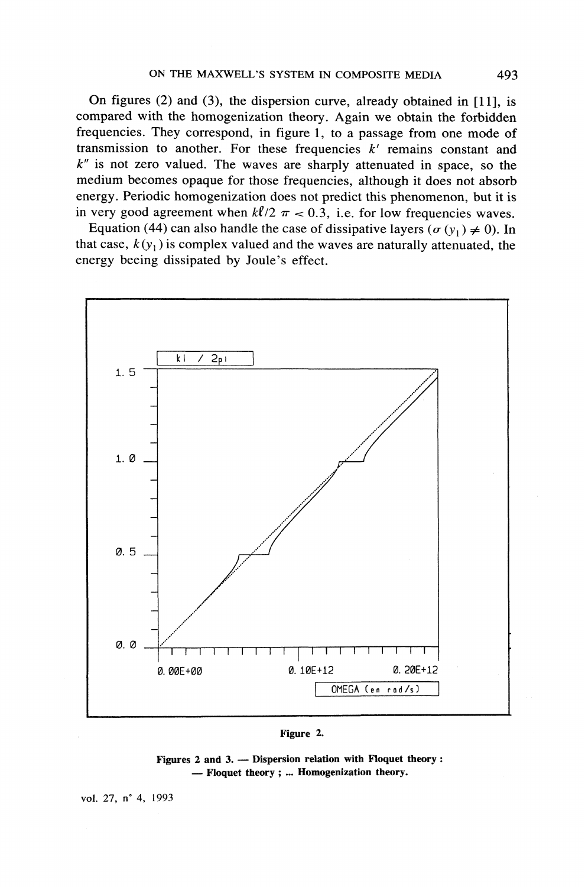On figures (2) and (3), the dispersion curve, already obtained in [11], is compared with the homogenization theory. Again we obtain the forbidden frequencies. They correspond, in figure 1, to a passage from one mode of transmission to another. For these frequencies $k'$ remains constant and $k''$ is not zero valued. The waves are sharply attenuated in space, so the medium becomes opaque for those frequencies, although it does not absorb energy. Periodic homogenization does not predict this phenomenon, but it is in very good agreement when $k\ell/2\ \pi < 0.3$, i.e. for low frequencies waves.

Equation (44) can also handle the case of dissipative layers ($\sigma(y_1) \neq 0$). In that case, $k(y_1)$ is complex valued and the waves are naturally attenuated, the energy beeing dissipated by Joule's effect.

**Figure 2.**

**Figures 2 and 3. — Dispersion relation with Floquet theory : — Floquet theory ; ... Homogenization theory.**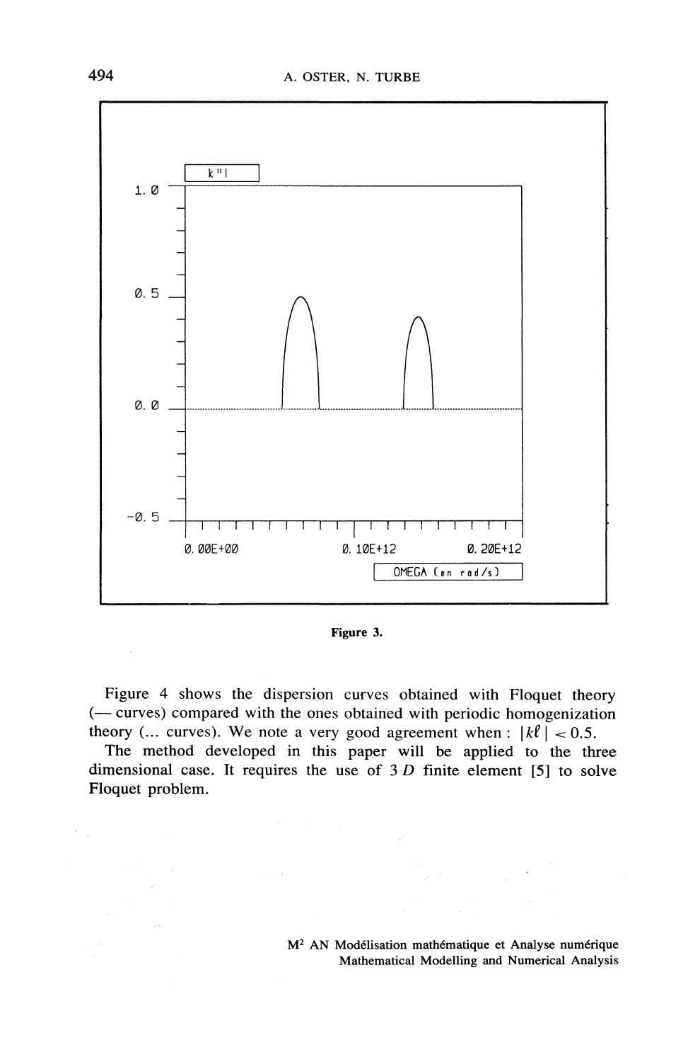Figure 3.

Figure 4 shows the dispersion curves obtained with Floquet theory (— curves) compared with the ones obtained with periodic homogenization theory (... curves). We note a very good agreement when : $|k\ell| < 0.5$.

The method developed in this paper will be applied to the three dimensional case. It requires the use of 3 $D$ finite element [5] to solve Floquet problem.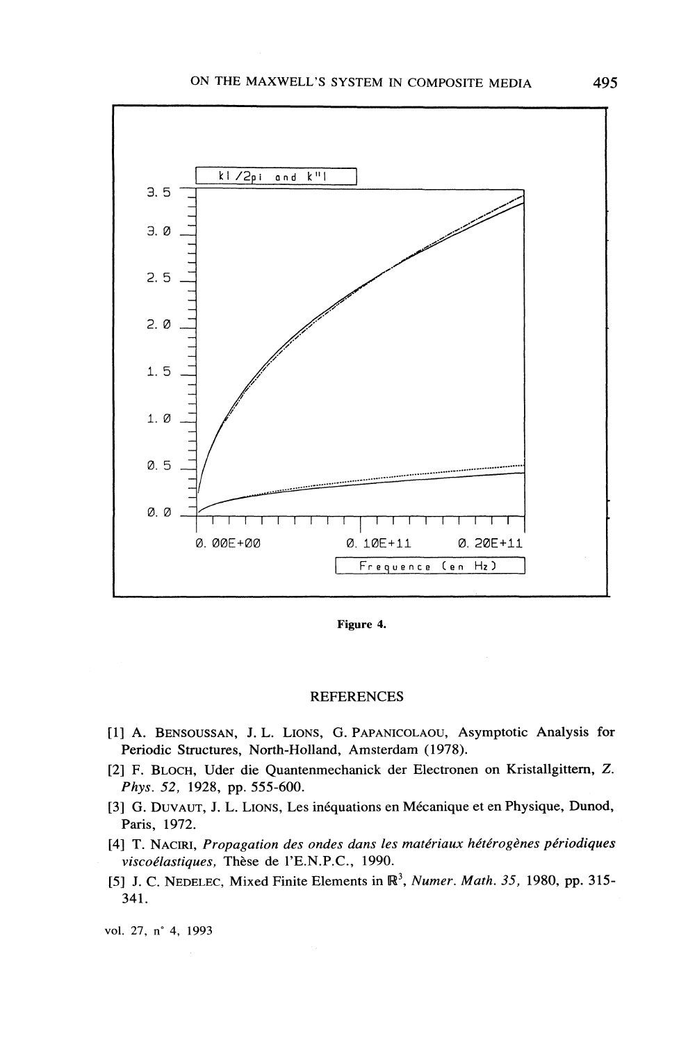Figure 4.

## REFERENCES

[1] A. Bensoussan, J. L. Lions, G. Papanicolaou, Asymptotic Analysis for Periodic Structures, North-Holland, Amsterdam (1978).

[2] F. Bloch, Uder die Quantenmechanick der Electronen on Kristallgittern, *Z. Phys. 52,* 1928, pp. 555-600.

[3] G. Duvaut, J. L. Lions, Les inéquations en Mécanique et en Physique, Dunod, Paris, 1972.

[4] T. Naciri, *Propagation des ondes dans les matériaux hétérogènes périodiques viscoélastiques,* Thèse de l'E.N.P.C., 1990.

[5] J. C. Nedelec, Mixed Finite Elements in $\mathbb{R}^3$, *Numer. Math. 35,* 1980, pp. 315-341.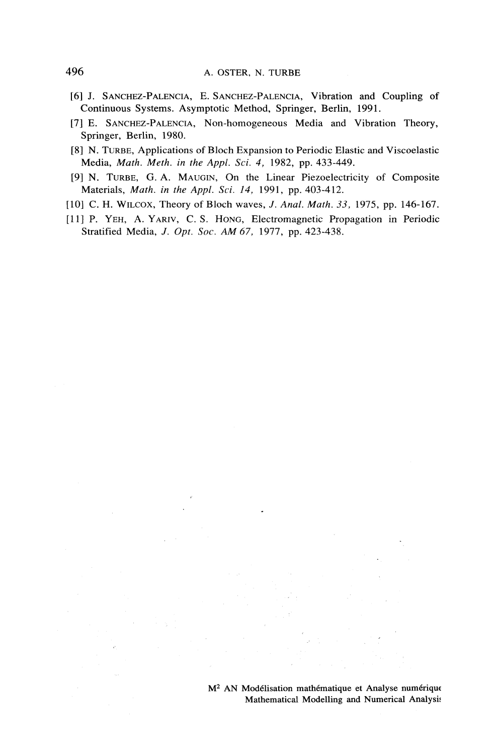[6] J. Sanchez-Palencia, E. Sanchez-Palencia, Vibration and Coupling of Continuous Systems. Asymptotic Method, Springer, Berlin, 1991.

[7] E. Sanchez-Palencia, Non-homogeneous Media and Vibration Theory, Springer, Berlin, 1980.

[8] N. Turbe, Applications of Bloch Expansion to Periodic Elastic and Viscoelastic Media, *Math. Meth. in the Appl. Sci. 4,* 1982, pp. 433-449.

[9] N. Turbe, G. A. Maugin, On the Linear Piezoelectricity of Composite Materials, *Math. in the Appl. Sci. 14,* 1991, pp. 403-412.

[10] C. H. Wilcox, Theory of Bloch waves, *J. Anal. Math. 33,* 1975, pp. 146-167.

[11] P. Yeh, A. Yariv, C. S. Hong, Electromagnetic Propagation in Periodic Stratified Media, *J. Opt. Soc. AM 67,* 1977, pp. 423-438.